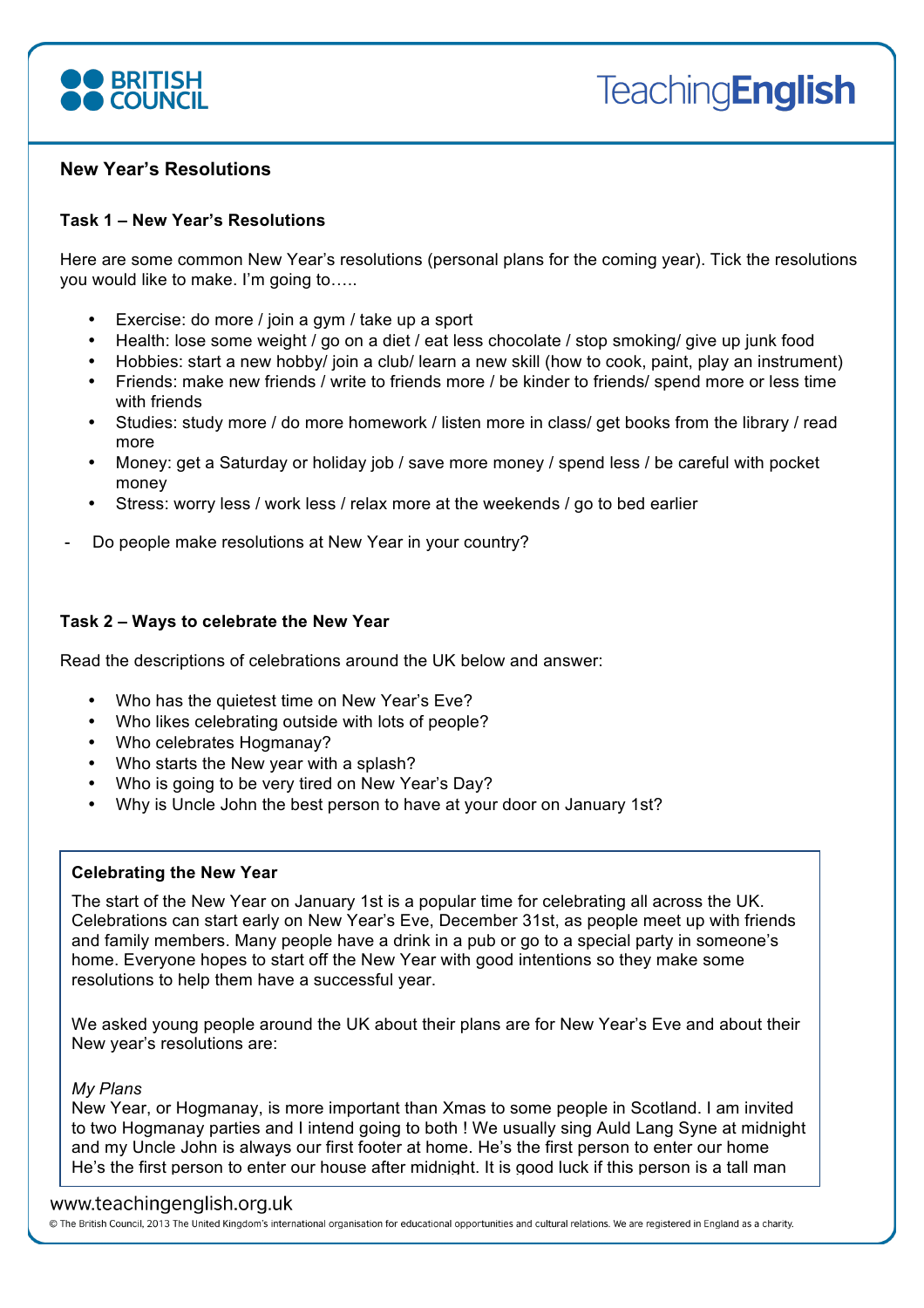# New Year's Resolutions

## Task 1 – New Year's Resolutions

Here are some common New Year's resolutions (personal plans for the coming year). Tick the resolutions you would like to make. I'm going to…..

- Exercise: do more / join a gym / take up a sport
- Health: lose some weight / go on a diet / eat less chocolate / stop smoking/ give up junk food
- Hobbies: start a new hobby/ join a club/ learn a new skill (how to cook, paint, play an instrument)
- Friends: make new friends / write to friends more / be kinder to friends/ spend more or less time with friends
- Studies: study more / do more homework / listen more in class/ get books from the library / read more
- Money: get a Saturday or holiday job / save more money / spend less / be careful with pocket money
- Stress: worry less / work less / relax more at the weekends / go to bed earlier

- Do people make resolutions at New Year in your country?

## Task 2 – Ways to celebrate the New Year

Read the descriptions of celebrations around the UK below and answer:

- Who has the quietest time on New Year's Eve?
- Who likes celebrating outside with lots of people?
- Who celebrates Hogmanay?
- Who starts the New year with a splash?
- Who is going to be very tired on New Year's Day?
- Why is Uncle John the best person to have at your door on January 1st?

### Celebrating the New Year

The start of the New Year on January 1st is a popular time for celebrating all across the UK. Celebrations can start early on New Year's Eve, December 31st, as people meet up with friends and family members. Many people have a drink in a pub or go to a special party in someone's home. Everyone hopes to start off the New Year with good intentions so they make some resolutions to help them have a successful year.

We asked young people around the UK about their plans are for New Year's Eve and about their New year's resolutions are:

*My Plans*

New Year, or Hogmanay, is more important than Xmas to some people in Scotland. I am invited to two Hogmanay parties and I intend going to both ! We usually sing Auld Lang Syne at midnight and my Uncle John is always our first footer at home. He's the first person to enter our home He's the first person to enter our house after midnight. It is good luck if this person is a tall man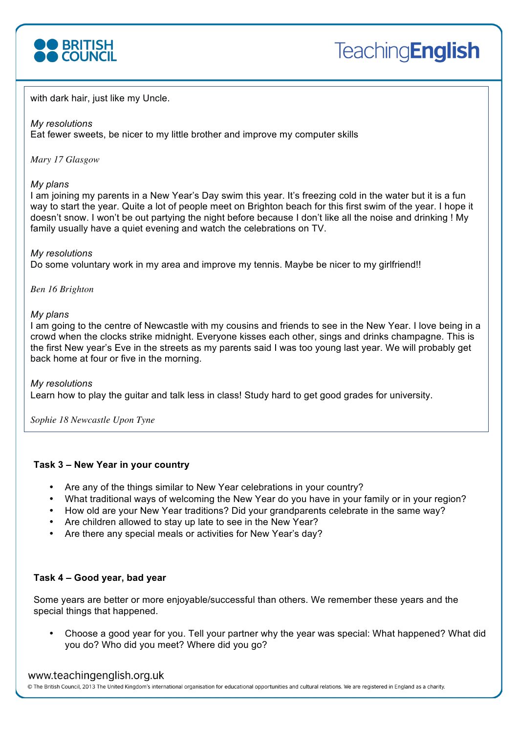with dark hair, just like my Uncle.

*My resolutions*
Eat fewer sweets, be nicer to my little brother and improve my computer skills

*Mary 17 Glasgow*

*My plans*
I am joining my parents in a New Year's Day swim this year. It's freezing cold in the water but it is a fun way to start the year. Quite a lot of people meet on Brighton beach for this first swim of the year. I hope it doesn't snow. I won't be out partying the night before because I don't like all the noise and drinking ! My family usually have a quiet evening and watch the celebrations on TV.

*My resolutions*
Do some voluntary work in my area and improve my tennis. Maybe be nicer to my girlfriend!!

*Ben 16 Brighton*

*My plans*
I am going to the centre of Newcastle with my cousins and friends to see in the New Year. I love being in a crowd when the clocks strike midnight. Everyone kisses each other, sings and drinks champagne. This is the first New year's Eve in the streets as my parents said I was too young last year. We will probably get back home at four or five in the morning.

*My resolutions*
Learn how to play the guitar and talk less in class! Study hard to get good grades for university.

*Sophie 18 Newcastle Upon Tyne*

**Task 3 – New Year in your country**

- Are any of the things similar to New Year celebrations in your country?
- What traditional ways of welcoming the New Year do you have in your family or in your region?
- How old are your New Year traditions? Did your grandparents celebrate in the same way?
- Are children allowed to stay up late to see in the New Year?
- Are there any special meals or activities for New Year's day?

**Task 4 – Good year, bad year**

Some years are better or more enjoyable/successful than others. We remember these years and the special things that happened.

- Choose a good year for you. Tell your partner why the year was special: What happened? What did you do? Who did you meet? Where did you go?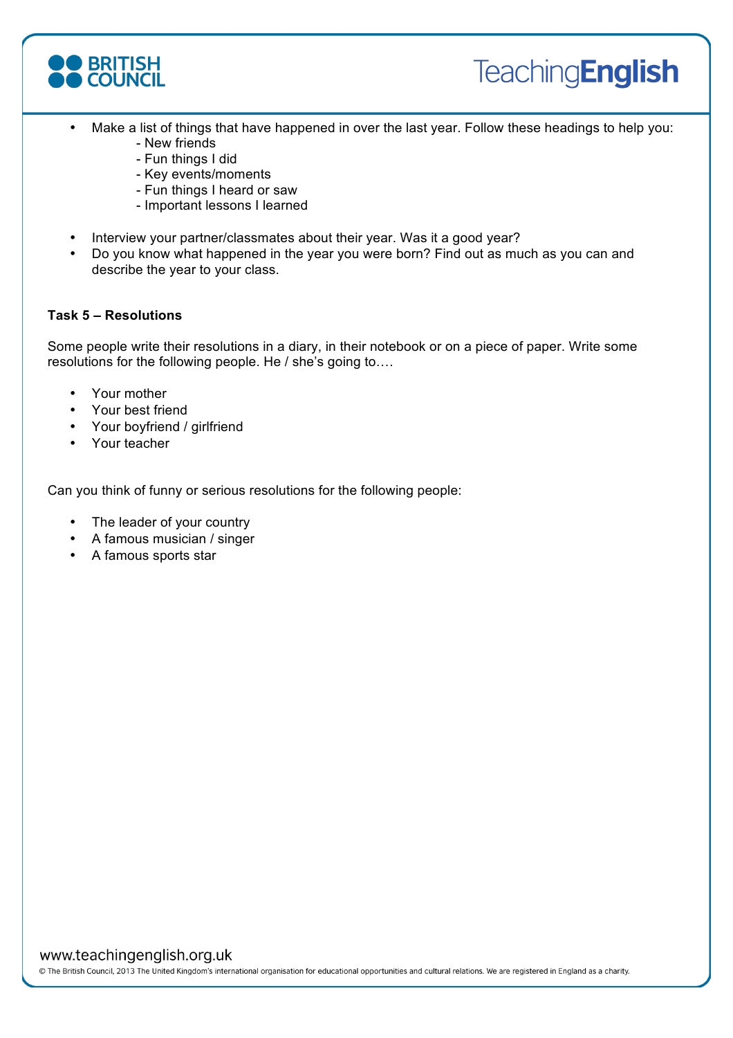- Make a list of things that have happened in over the last year. Follow these headings to help you:
    - New friends
    - Fun things I did
    - Key events/moments
    - Fun things I heard or saw
    - Important lessons I learned

- Interview your partner/classmates about their year. Was it a good year?
- Do you know what happened in the year you were born? Find out as much as you can and describe the year to your class.

**Task 5 – Resolutions**

Some people write their resolutions in a diary, in their notebook or on a piece of paper. Write some resolutions for the following people. He / she's going to….

- Your mother
- Your best friend
- Your boyfriend / girlfriend
- Your teacher

Can you think of funny or serious resolutions for the following people:

- The leader of your country
- A famous musician / singer
- A famous sports star